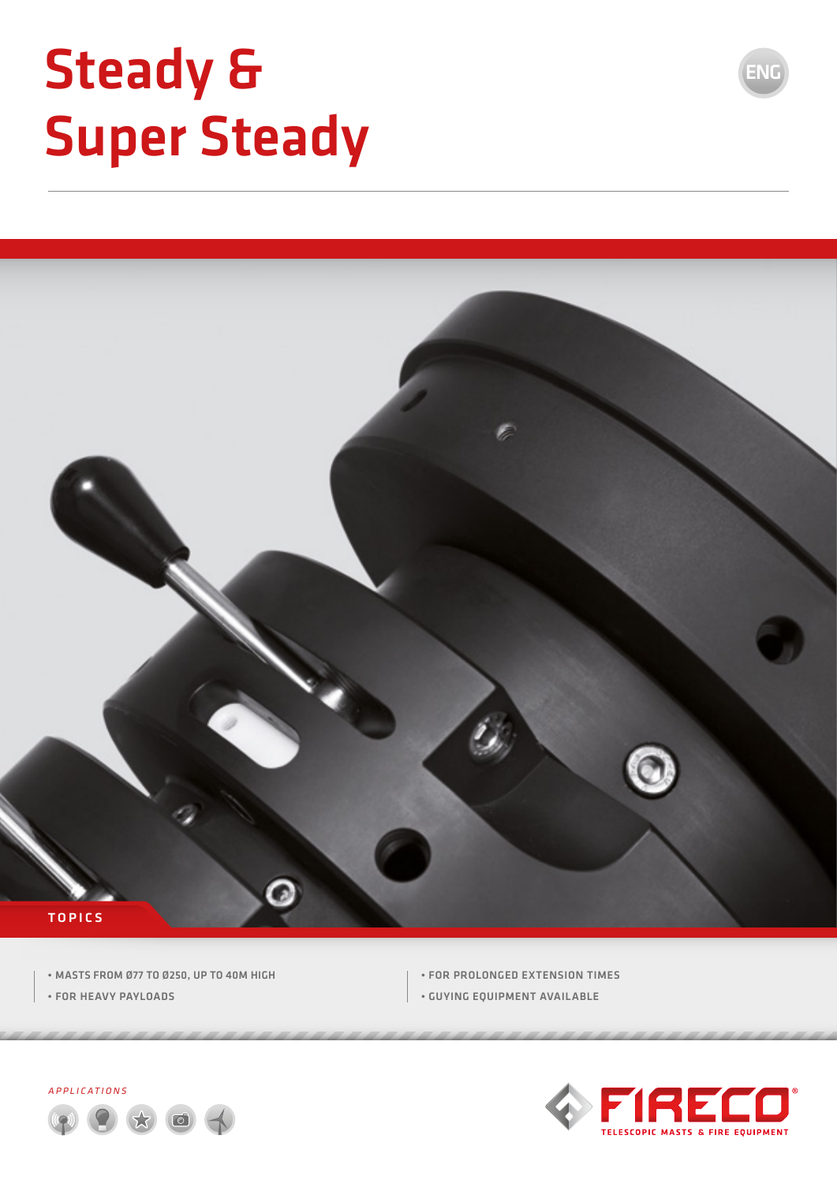# Steady & Super Steady

ENG

TOPICS

- MASTS FROM Ø77 TO Ø250, UP TO 40M HIGH
- FOR HEAVY PAYLOADS
- FOR PROLONGED EXTENSION TIMES
- GUYING EQUIPMENT AVAILABLE

*APPLICATIONS*

FIRECO®

TELESCOPIC MASTS & FIRE EQUIPMENT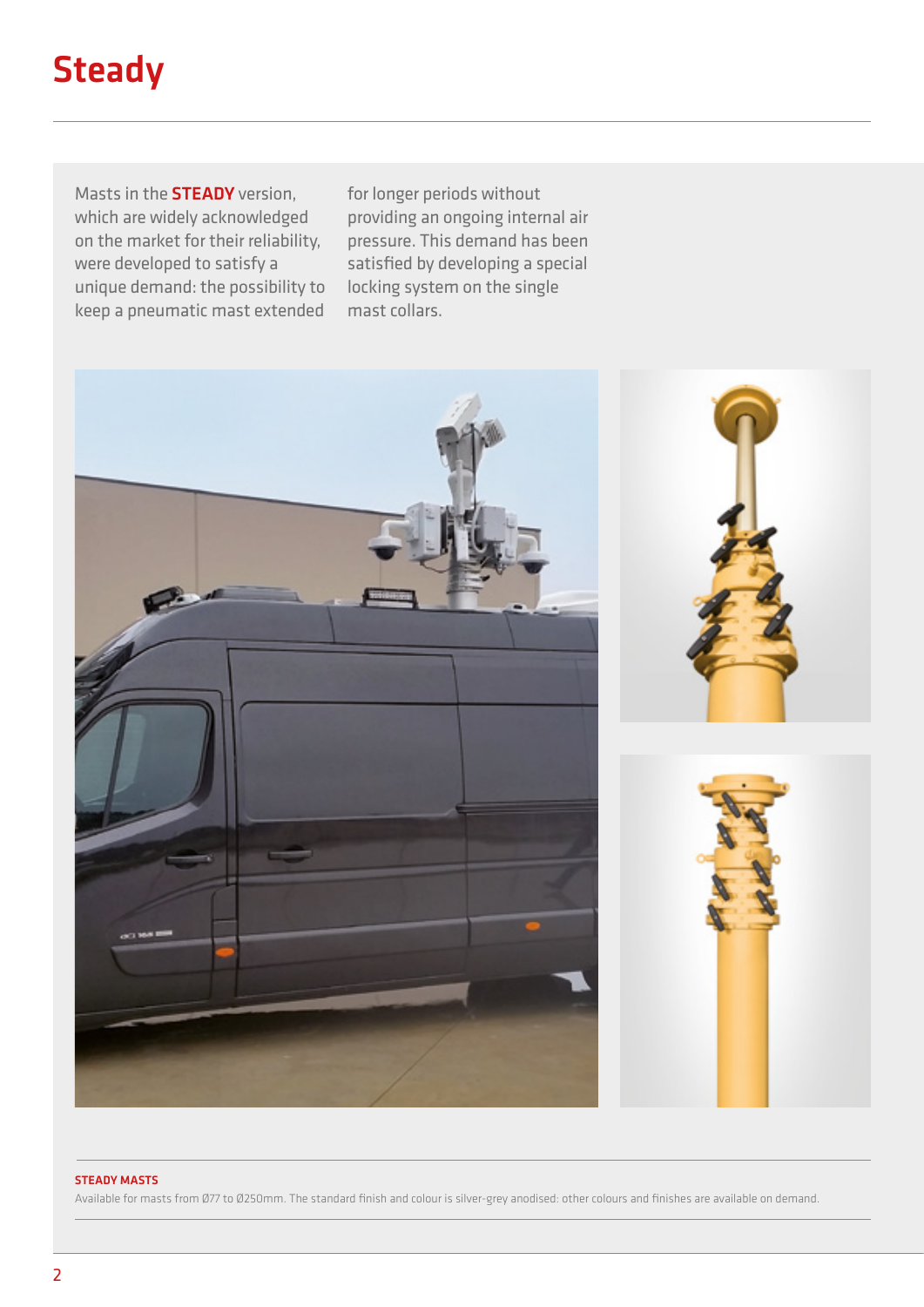# Steady

Masts in the **STEADY** version, which are widely acknowledged on the market for their reliability, were developed to satisfy a unique demand: the possibility to keep a pneumatic mast extended for longer periods without providing an ongoing internal air pressure. This demand has been satisfied by developing a special locking system on the single mast collars.

**STEADY MASTS**

Available for masts from Ø77 to Ø250mm. The standard finish and colour is silver-grey anodised: other colours and finishes are available on demand.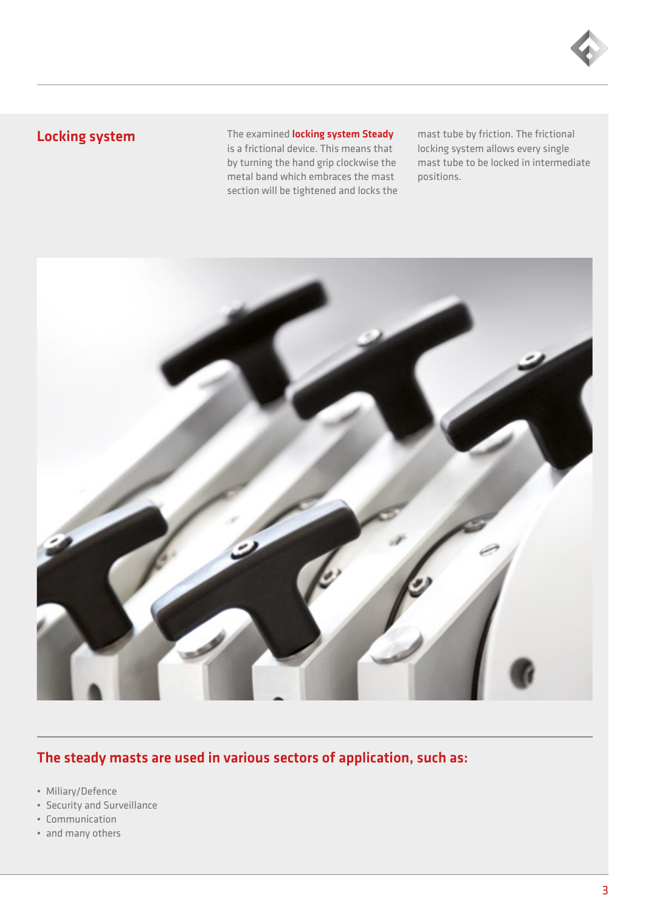## Locking system

The examined **locking system Steady** is a frictional device. This means that by turning the hand grip clockwise the metal band which embraces the mast section will be tightened and locks the mast tube by friction. The frictional locking system allows every single mast tube to be locked in intermediate positions.

## The steady masts are used in various sectors of application, such as:

- Miliary/Defence
- Security and Surveillance
- Communication
- and many others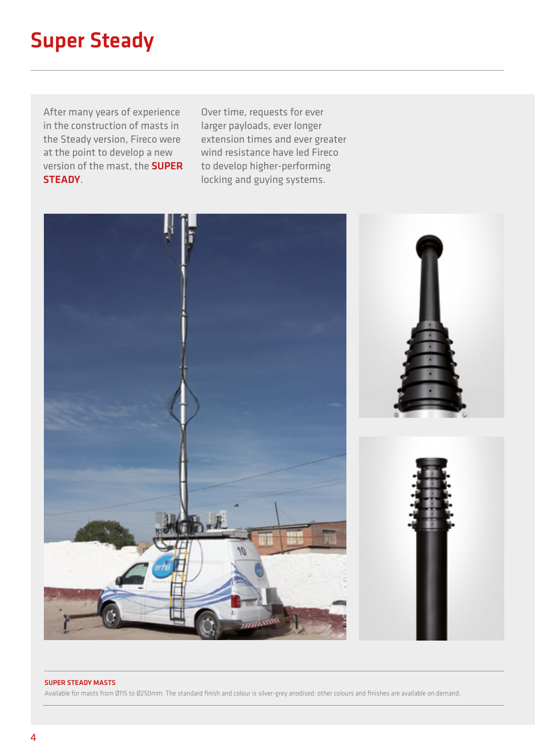# Super Steady

After many years of experience in the construction of masts in the Steady version, Fireco were at the point to develop a new version of the mast, the **SUPER STEADY**.

Over time, requests for ever larger payloads, ever longer extension times and ever greater wind resistance have led Fireco to develop higher-performing locking and guying systems.

**SUPER STEADY MASTS**

Available for masts from Ø115 to Ø250mm. The standard finish and colour is silver-grey anodised: other colours and finishes are available on demand.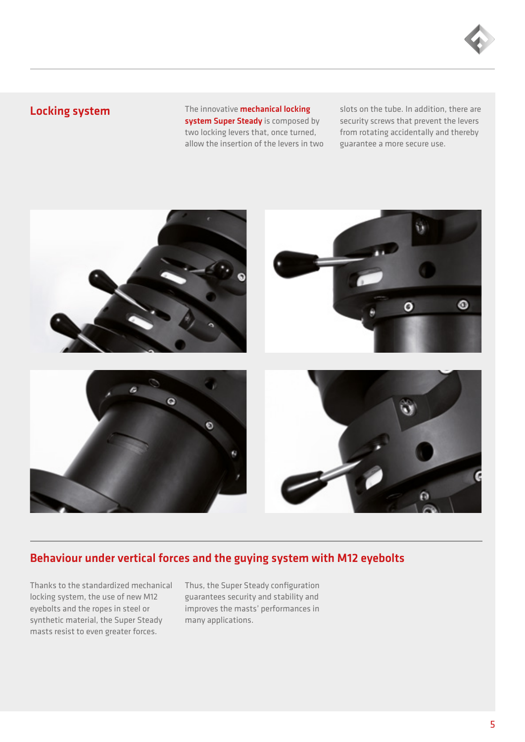## Locking system

The innovative **mechanical locking system Super Steady** is composed by two locking levers that, once turned, allow the insertion of the levers in two slots on the tube. In addition, there are security screws that prevent the levers from rotating accidentally and thereby guarantee a more secure use.

## Behaviour under vertical forces and the guying system with M12 eyebolts

Thanks to the standardized mechanical locking system, the use of new M12 eyebolts and the ropes in steel or synthetic material, the Super Steady masts resist to even greater forces.

Thus, the Super Steady configuration guarantees security and stability and improves the masts' performances in many applications.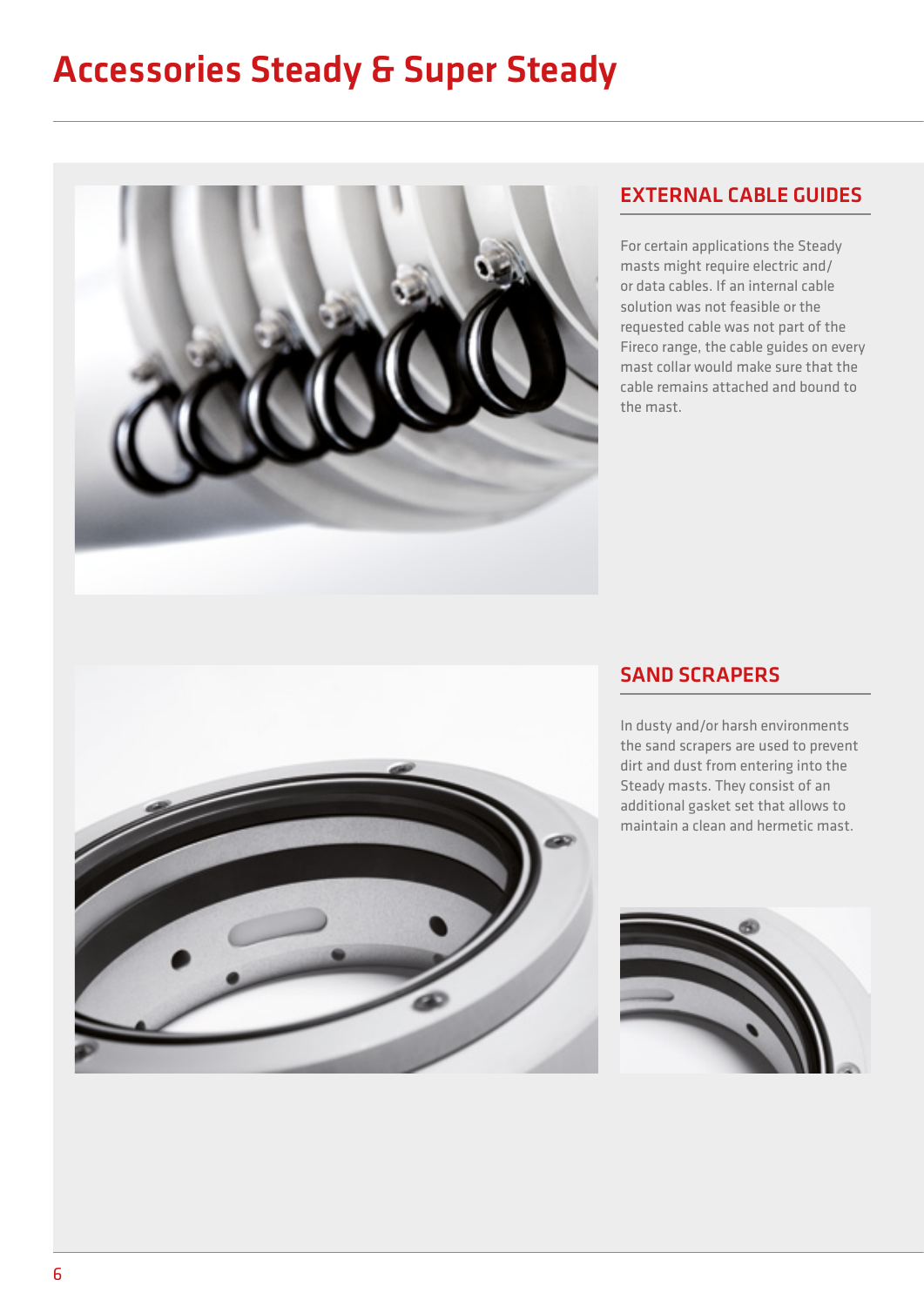# Accessories Steady & Super Steady

## EXTERNAL CABLE GUIDES

For certain applications the Steady masts might require electric and/or data cables. If an internal cable solution was not feasible or the requested cable was not part of the Fireco range, the cable guides on every mast collar would make sure that the cable remains attached and bound to the mast.

## SAND SCRAPERS

In dusty and/or harsh environments the sand scrapers are used to prevent dirt and dust from entering into the Steady masts. They consist of an additional gasket set that allows to maintain a clean and hermetic mast.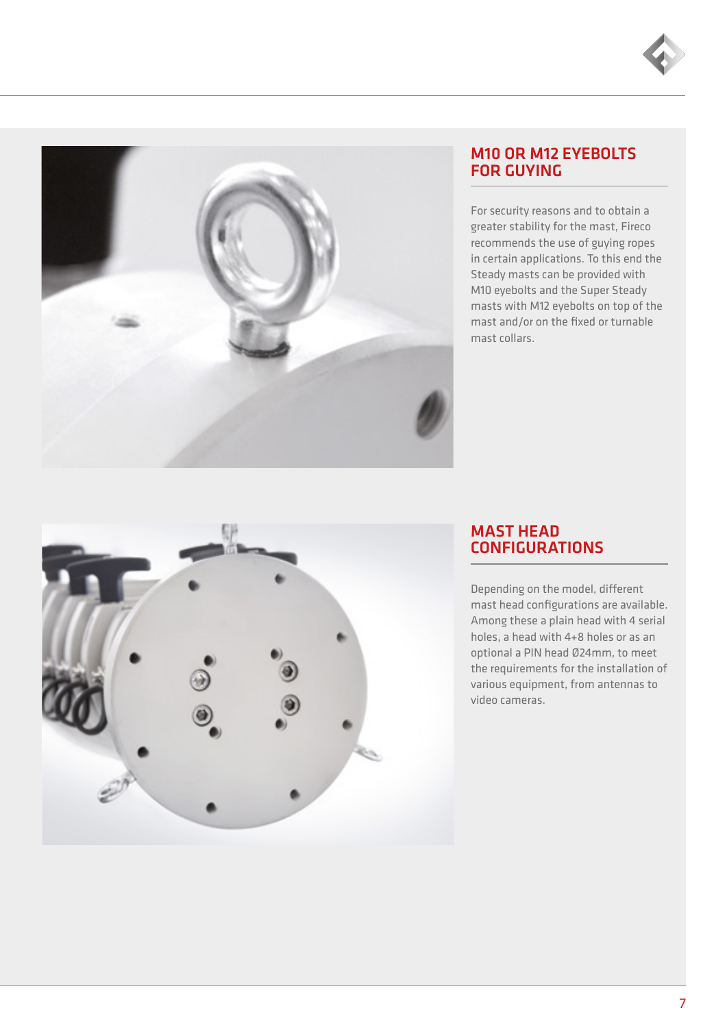## M10 OR M12 EYEBOLTS FOR GUYING

For security reasons and to obtain a greater stability for the mast, Fireco recommends the use of guying ropes in certain applications. To this end the Steady masts can be provided with M10 eyebolts and the Super Steady masts with M12 eyebolts on top of the mast and/or on the fixed or turnable mast collars.

## MAST HEAD CONFIGURATIONS

Depending on the model, different mast head configurations are available. Among these a plain head with 4 serial holes, a head with 4+8 holes or as an optional a PIN head Ø24mm, to meet the requirements for the installation of various equipment, from antennas to video cameras.